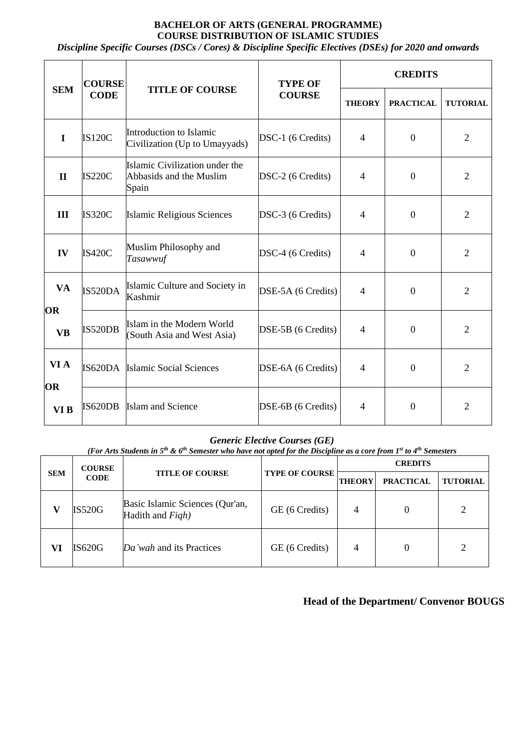**BACHELOR OF ARTS (GENERAL PROGRAMME)**
**COURSE DISTRIBUTION OF ISLAMIC STUDIES**

***Discipline Specific Courses (DSCs / Cores) & Discipline Specific Electives (DSEs) for 2020 and onwards***

| SEM | COURSE CODE | TITLE OF COURSE | TYPE OF COURSE | CREDITS | | |
|---|---|---|---|---|---|---|
| | | | | THEORY | PRACTICAL | TUTORIAL |
| I | IS120C | Introduction to Islamic Civilization (Up to Umayyads) | DSC-1 (6 Credits) | 4 | 0 | 2 |
| II | IS220C | Islamic Civilization under the Abbasids and the Muslim Spain | DSC-2 (6 Credits) | 4 | 0 | 2 |
| III | IS320C | Islamic Religious Sciences | DSC-3 (6 Credits) | 4 | 0 | 2 |
| IV | IS420C | Muslim Philosophy and *Tasawwuf* | DSC-4 (6 Credits) | 4 | 0 | 2 |
| VA | IS520DA | Islamic Culture and Society in Kashmir | DSE-5A (6 Credits) | 4 | 0 | 2 |
| OR VB | IS520DB | Islam in the Modern World (South Asia and West Asia) | DSE-5B (6 Credits) | 4 | 0 | 2 |
| VI A | IS620DA | Islamic Social Sciences | DSE-6A (6 Credits) | 4 | 0 | 2 |
| OR VI B | IS620DB | Islam and Science | DSE-6B (6 Credits) | 4 | 0 | 2 |

***Generic Elective Courses (GE)***

***(For Arts Students in 5th & 6th Semester who have not opted for the Discipline as a core from 1st to 4th Semesters***

| SEM | COURSE CODE | TITLE OF COURSE | TYPE OF COURSE | CREDITS | | |
|---|---|---|---|---|---|---|
| | | | | THEORY | PRACTICAL | TUTORIAL |
| V | IS520G | Basic Islamic Sciences (Qur'an, Hadith and *Fiqh)* | GE (6 Credits) | 4 | 0 | 2 |
| VI | IS620G | *Da'wah* and its Practices | GE (6 Credits) | 4 | 0 | 2 |

**Head of the Department/ Convenor BOUGS**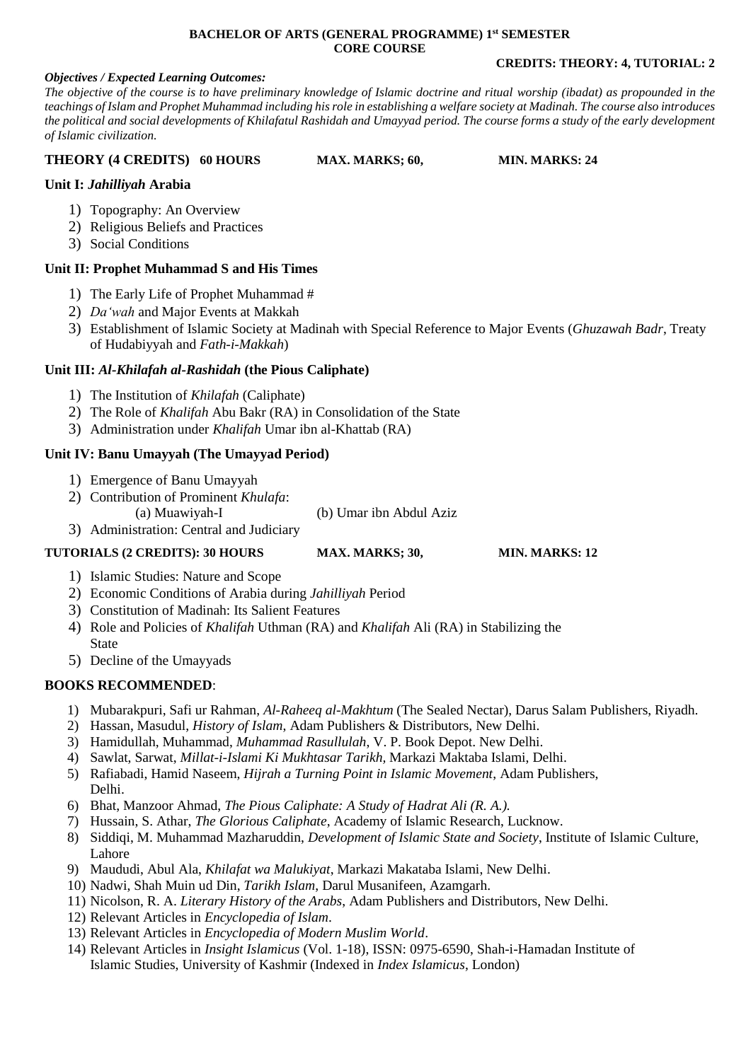**BACHELOR OF ARTS (GENERAL PROGRAMME) 1st SEMESTER**
**CORE COURSE**

**CREDITS: THEORY: 4, TUTORIAL: 2**

***Objectives / Expected Learning Outcomes:***

*The objective of the course is to have preliminary knowledge of Islamic doctrine and ritual worship (ibadat) as propounded in the teachings of Islam and Prophet Muhammad including his role in establishing a welfare society at Madinah. The course also introduces the political and social developments of Khilafatul Rashidah and Umayyad period. The course forms a study of the early development of Islamic civilization.*

**THEORY (4 CREDITS) 60 HOURS MAX. MARKS; 60, MIN. MARKS: 24**

### Unit I: *Jahilliyah* Arabia

1) Topography: An Overview
2) Religious Beliefs and Practices
3) Social Conditions

### Unit II: Prophet Muhammad S and His Times

1) The Early Life of Prophet Muhammad #
2) *Da'wah* and Major Events at Makkah
3) Establishment of Islamic Society at Madinah with Special Reference to Major Events (*Ghuzawah Badr*, Treaty of Hudabiyyah and *Fath-i-Makkah*)

### Unit III: *Al-Khilafah al-Rashidah* (the Pious Caliphate)

1) The Institution of *Khilafah* (Caliphate)
2) The Role of *Khalifah* Abu Bakr (RA) in Consolidation of the State
3) Administration under *Khalifah* Umar ibn al-Khattab (RA)

### Unit IV: Banu Umayyah (The Umayyad Period)

1) Emergence of Banu Umayyah
2) Contribution of Prominent *Khulafa*:
   (a) Muawiyah-I (b) Umar ibn Abdul Aziz
3) Administration: Central and Judiciary

**TUTORIALS (2 CREDITS): 30 HOURS MAX. MARKS; 30, MIN. MARKS: 12**

1) Islamic Studies: Nature and Scope
2) Economic Conditions of Arabia during *Jahilliyah* Period
3) Constitution of Madinah: Its Salient Features
4) Role and Policies of *Khalifah* Uthman (RA) and *Khalifah* Ali (RA) in Stabilizing the State
5) Decline of the Umayyads

**BOOKS RECOMMENDED**:

1) Mubarakpuri, Safi ur Rahman, *Al-Raheeq al-Makhtum* (The Sealed Nectar), Darus Salam Publishers, Riyadh.
2) Hassan, Masudul, *History of Islam*, Adam Publishers & Distributors, New Delhi.
3) Hamidullah, Muhammad, *Muhammad Rasullulah*, V. P. Book Depot. New Delhi.
4) Sawlat, Sarwat, *Millat-i-Islami Ki Mukhtasar Tarikh*, Markazi Maktaba Islami, Delhi.
5) Rafiabadi, Hamid Naseem, *Hijrah a Turning Point in Islamic Movement*, Adam Publishers, Delhi.
6) Bhat, Manzoor Ahmad, *The Pious Caliphate: A Study of Hadrat Ali (R. A.).*
7) Hussain, S. Athar, *The Glorious Caliphate*, Academy of Islamic Research, Lucknow.
8) Siddiqi, M. Muhammad Mazharuddin, *Development of Islamic State and Society*, Institute of Islamic Culture, Lahore
9) Maududi, Abul Ala, *Khilafat wa Malukiyat*, Markazi Makataba Islami, New Delhi.
10) Nadwi, Shah Muin ud Din, *Tarikh Islam*, Darul Musanifeen, Azamgarh.
11) Nicolson, R. A. *Literary History of the Arabs*, Adam Publishers and Distributors, New Delhi.
12) Relevant Articles in *Encyclopedia of Islam*.
13) Relevant Articles in *Encyclopedia of Modern Muslim World*.
14) Relevant Articles in *Insight Islamicus* (Vol. 1-18), ISSN: 0975-6590, Shah-i-Hamadan Institute of Islamic Studies, University of Kashmir (Indexed in *Index Islamicus*, London)